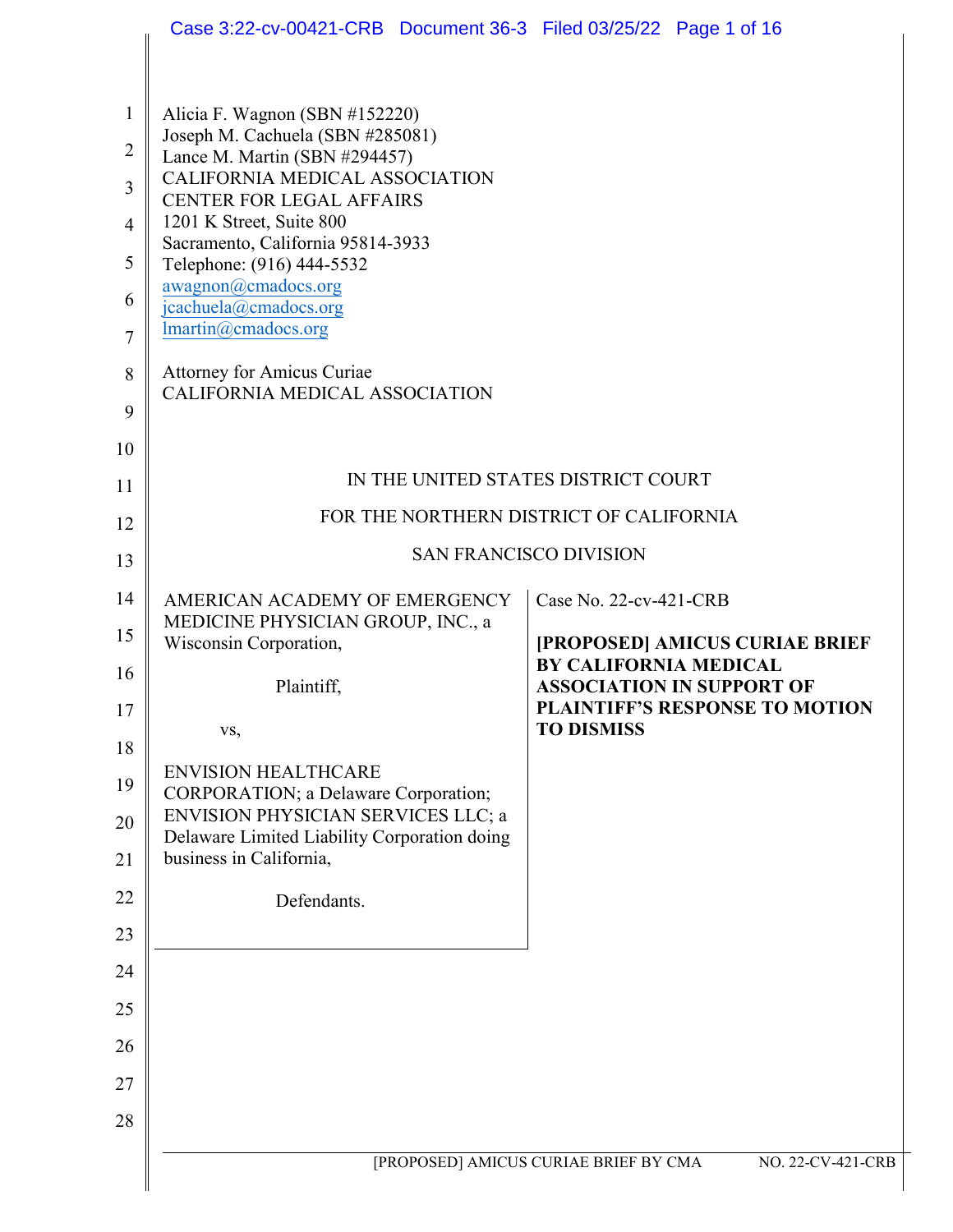Alicia F. Wagnon (SBN #152220)
Joseph M. Cachuela (SBN #285081)
Lance M. Martin (SBN #294457)
CALIFORNIA MEDICAL ASSOCIATION
CENTER FOR LEGAL AFFAIRS
1201 K Street, Suite 800
Sacramento, California 95814-3933
Telephone: (916) 444-5532
awagnon@cmadocs.org
jcachuela@cmadocs.org
lmartin@cmadocs.org

Attorney for Amicus Curiae
CALIFORNIA MEDICAL ASSOCIATION

IN THE UNITED STATES DISTRICT COURT

FOR THE NORTHERN DISTRICT OF CALIFORNIA

SAN FRANCISCO DIVISION

| | |
|---|---|
| AMERICAN ACADEMY OF EMERGENCY MEDICINE PHYSICIAN GROUP, INC., a Wisconsin Corporation,<br><br>Plaintiff,<br><br>vs,<br><br>ENVISION HEALTHCARE CORPORATION; a Delaware Corporation; ENVISION PHYSICIAN SERVICES LLC; a Delaware Limited Liability Corporation doing business in California,<br><br>Defendants. | Case No. 22-cv-421-CRB<br><br>**[PROPOSED] AMICUS CURIAE BRIEF BY CALIFORNIA MEDICAL ASSOCIATION IN SUPPORT OF PLAINTIFF'S RESPONSE TO MOTION TO DISMISS** |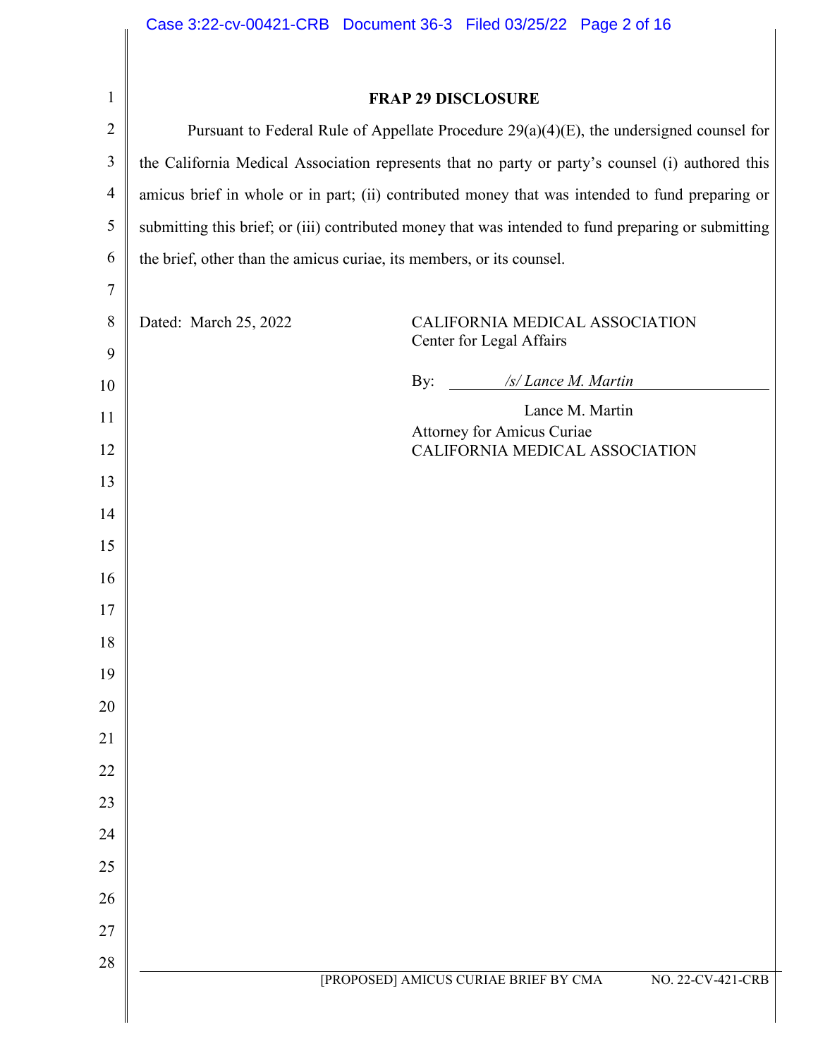**FRAP 29 DISCLOSURE**

Pursuant to Federal Rule of Appellate Procedure 29(a)(4)(E), the undersigned counsel for the California Medical Association represents that no party or party's counsel (i) authored this amicus brief in whole or in part; (ii) contributed money that was intended to fund preparing or submitting this brief; or (iii) contributed money that was intended to fund preparing or submitting the brief, other than the amicus curiae, its members, or its counsel.

Dated: March 25, 2022

CALIFORNIA MEDICAL ASSOCIATION
Center for Legal Affairs

By: */s/ Lance M. Martin*

Lance M. Martin
Attorney for Amicus Curiae
CALIFORNIA MEDICAL ASSOCIATION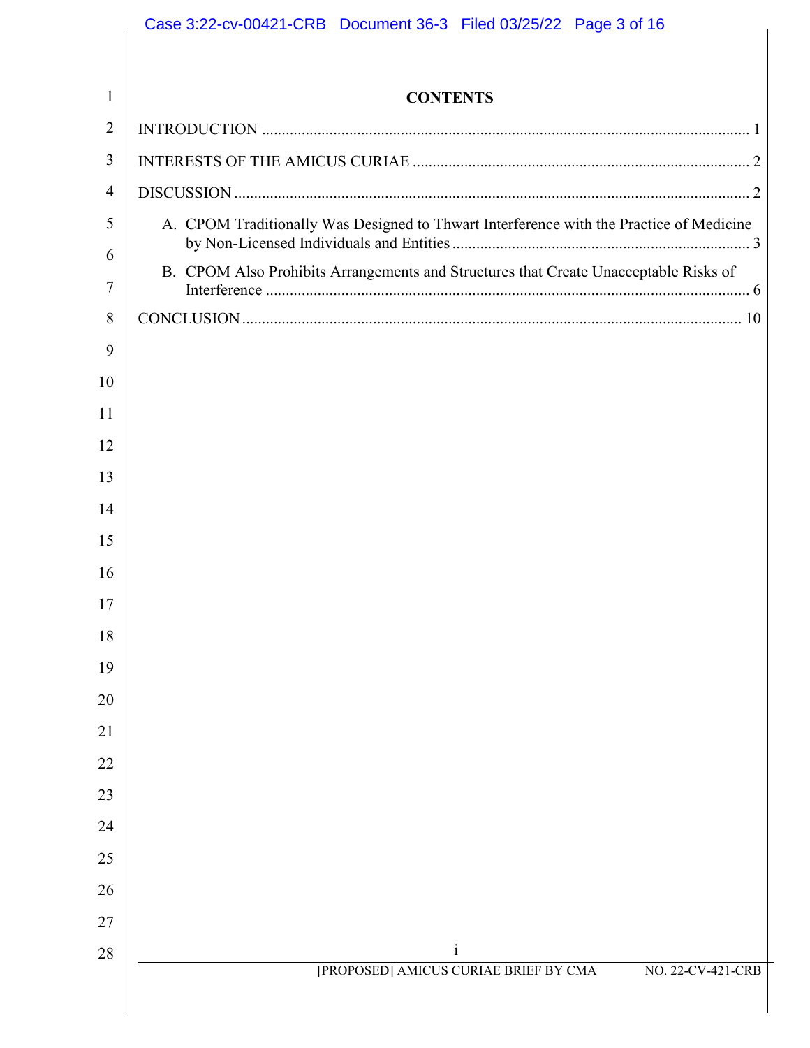# CONTENTS

INTRODUCTION ........................................................................................................................ 1

INTERESTS OF THE AMICUS CURIAE .................................................................................... 2

DISCUSSION ............................................................................................................................ 2

A. CPOM Traditionally Was Designed to Thwart Interference with the Practice of Medicine by Non-Licensed Individuals and Entities ....................................................................... 3

B. CPOM Also Prohibits Arrangements and Structures that Create Unacceptable Risks of Interference ................................................................................................................ 6

CONCLUSION .......................................................................................................................... 10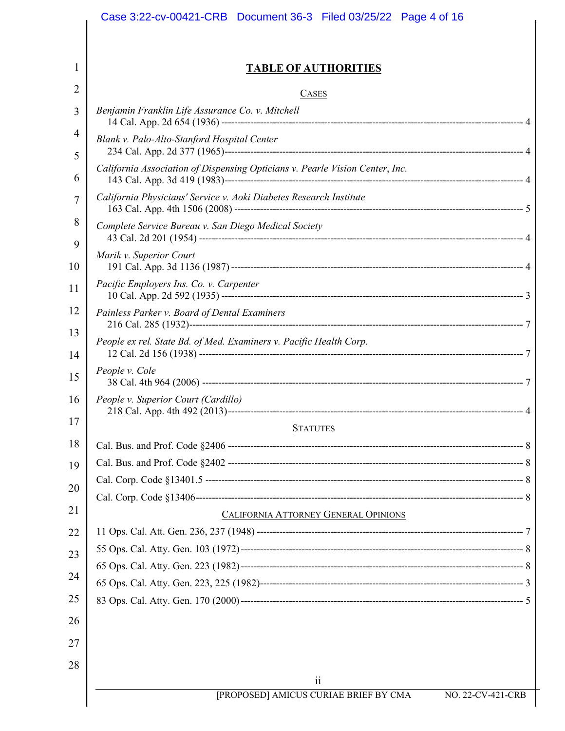# TABLE OF AUTHORITIES

## CASES

*Benjamin Franklin Life Assurance Co. v. Mitchell*
14 Cal. App. 2d 654 (1936) ---------- 4

*Blank v. Palo-Alto-Stanford Hospital Center*
234 Cal. App. 2d 377 (1965) ---------- 4

*California Association of Dispensing Opticians v. Pearle Vision Center, Inc.*
143 Cal. App. 3d 419 (1983) ---------- 4

*California Physicians' Service v. Aoki Diabetes Research Institute*
163 Cal. App. 4th 1506 (2008) ---------- 5

*Complete Service Bureau v. San Diego Medical Society*
43 Cal. 2d 201 (1954) ---------- 4

*Marik v. Superior Court*
191 Cal. App. 3d 1136 (1987) ---------- 4

*Pacific Employers Ins. Co. v. Carpenter*
10 Cal. App. 2d 592 (1935) ---------- 3

*Painless Parker v. Board of Dental Examiners*
216 Cal. 285 (1932) ---------- 7

*People ex rel. State Bd. of Med. Examiners v. Pacific Health Corp.*
12 Cal. 2d 156 (1938) ---------- 7

*People v. Cole*
38 Cal. 4th 964 (2006) ---------- 7

*People v. Superior Court (Cardillo)*
218 Cal. App. 4th 492 (2013) ---------- 4

## STATUTES

Cal. Bus. and Prof. Code §2406 ---------- 8

Cal. Bus. and Prof. Code §2402 ---------- 8

Cal. Corp. Code §13401.5 ---------- 8

Cal. Corp. Code §13406 ---------- 8

## CALIFORNIA ATTORNEY GENERAL OPINIONS

11 Ops. Cal. Att. Gen. 236, 237 (1948) ---------- 7

55 Ops. Cal. Atty. Gen. 103 (1972) ---------- 8

65 Ops. Cal. Atty. Gen. 223 (1982) ---------- 8

65 Ops. Cal. Atty. Gen. 223, 225 (1982) ---------- 3

83 Ops. Cal. Atty. Gen. 170 (2000) ---------- 5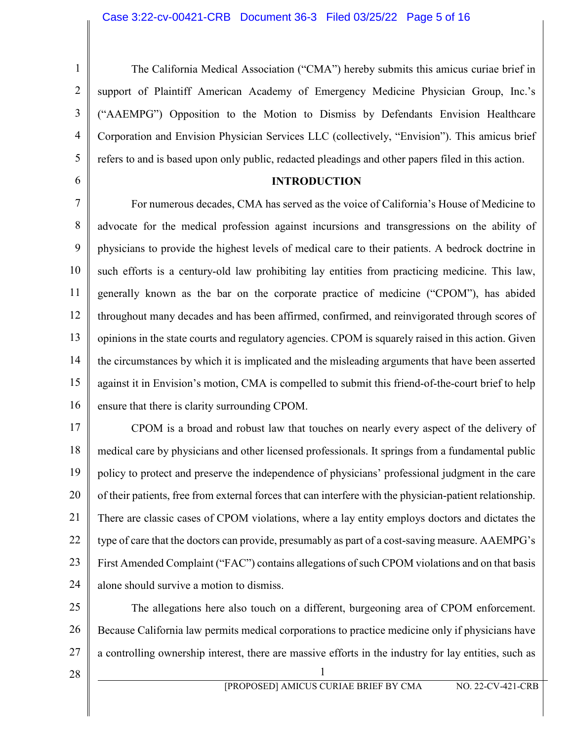The California Medical Association ("CMA") hereby submits this amicus curiae brief in support of Plaintiff American Academy of Emergency Medicine Physician Group, Inc.'s ("AAEMPG") Opposition to the Motion to Dismiss by Defendants Envision Healthcare Corporation and Envision Physician Services LLC (collectively, "Envision"). This amicus brief refers to and is based upon only public, redacted pleadings and other papers filed in this action.

## INTRODUCTION

For numerous decades, CMA has served as the voice of California's House of Medicine to advocate for the medical profession against incursions and transgressions on the ability of physicians to provide the highest levels of medical care to their patients. A bedrock doctrine in such efforts is a century-old law prohibiting lay entities from practicing medicine. This law, generally known as the bar on the corporate practice of medicine ("CPOM"), has abided throughout many decades and has been affirmed, confirmed, and reinvigorated through scores of opinions in the state courts and regulatory agencies. CPOM is squarely raised in this action. Given the circumstances by which it is implicated and the misleading arguments that have been asserted against it in Envision's motion, CMA is compelled to submit this friend-of-the-court brief to help ensure that there is clarity surrounding CPOM.

CPOM is a broad and robust law that touches on nearly every aspect of the delivery of medical care by physicians and other licensed professionals. It springs from a fundamental public policy to protect and preserve the independence of physicians' professional judgment in the care of their patients, free from external forces that can interfere with the physician-patient relationship. There are classic cases of CPOM violations, where a lay entity employs doctors and dictates the type of care that the doctors can provide, presumably as part of a cost-saving measure. AAEMPG's First Amended Complaint ("FAC") contains allegations of such CPOM violations and on that basis alone should survive a motion to dismiss.

The allegations here also touch on a different, burgeoning area of CPOM enforcement. Because California law permits medical corporations to practice medicine only if physicians have a controlling ownership interest, there are massive efforts in the industry for lay entities, such as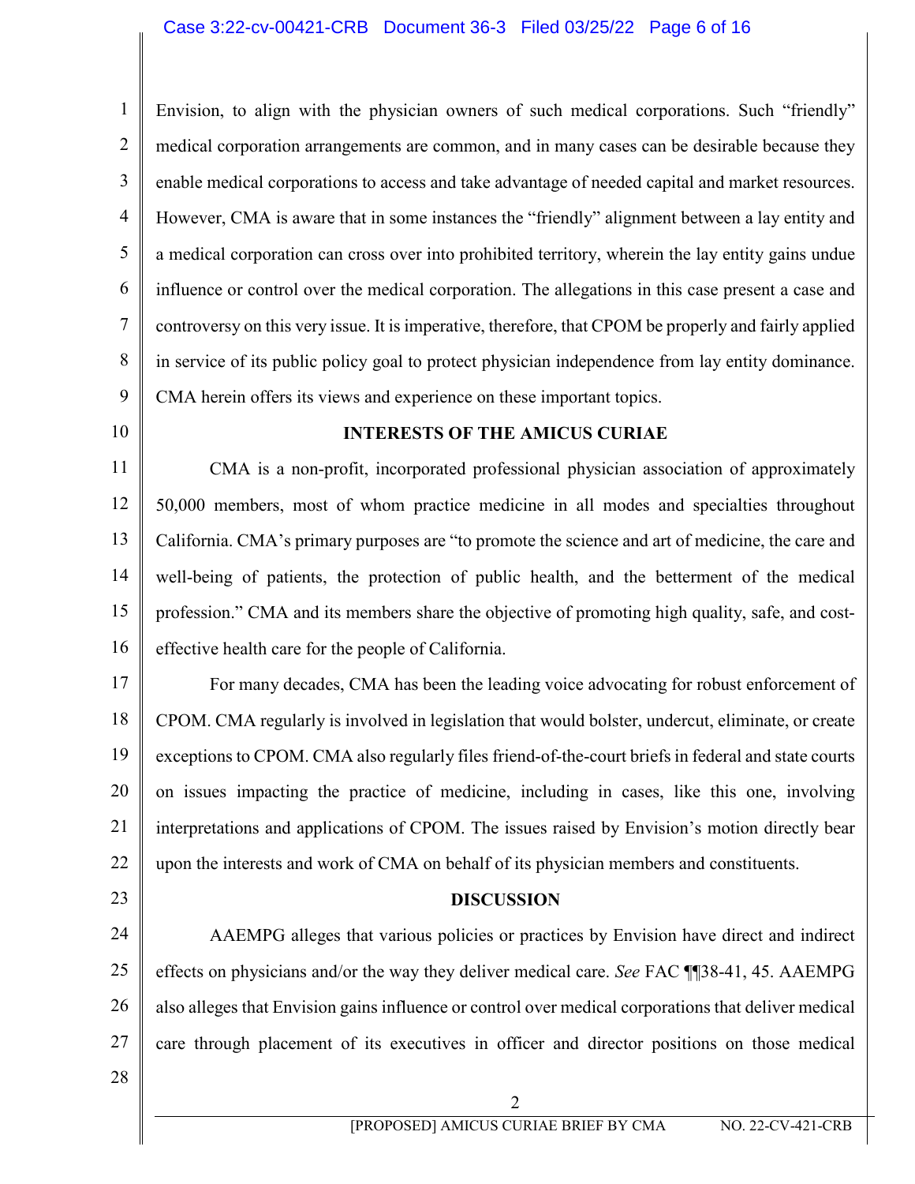Envision, to align with the physician owners of such medical corporations. Such "friendly" medical corporation arrangements are common, and in many cases can be desirable because they enable medical corporations to access and take advantage of needed capital and market resources. However, CMA is aware that in some instances the "friendly" alignment between a lay entity and a medical corporation can cross over into prohibited territory, wherein the lay entity gains undue influence or control over the medical corporation. The allegations in this case present a case and controversy on this very issue. It is imperative, therefore, that CPOM be properly and fairly applied in service of its public policy goal to protect physician independence from lay entity dominance. CMA herein offers its views and experience on these important topics.

## INTERESTS OF THE AMICUS CURIAE

CMA is a non-profit, incorporated professional physician association of approximately 50,000 members, most of whom practice medicine in all modes and specialties throughout California. CMA's primary purposes are "to promote the science and art of medicine, the care and well-being of patients, the protection of public health, and the betterment of the medical profession." CMA and its members share the objective of promoting high quality, safe, and cost-effective health care for the people of California.

For many decades, CMA has been the leading voice advocating for robust enforcement of CPOM. CMA regularly is involved in legislation that would bolster, undercut, eliminate, or create exceptions to CPOM. CMA also regularly files friend-of-the-court briefs in federal and state courts on issues impacting the practice of medicine, including in cases, like this one, involving interpretations and applications of CPOM. The issues raised by Envision's motion directly bear upon the interests and work of CMA on behalf of its physician members and constituents.

## DISCUSSION

AAEMPG alleges that various policies or practices by Envision have direct and indirect effects on physicians and/or the way they deliver medical care. *See* FAC ¶¶38-41, 45. AAEMPG also alleges that Envision gains influence or control over medical corporations that deliver medical care through placement of its executives in officer and director positions on those medical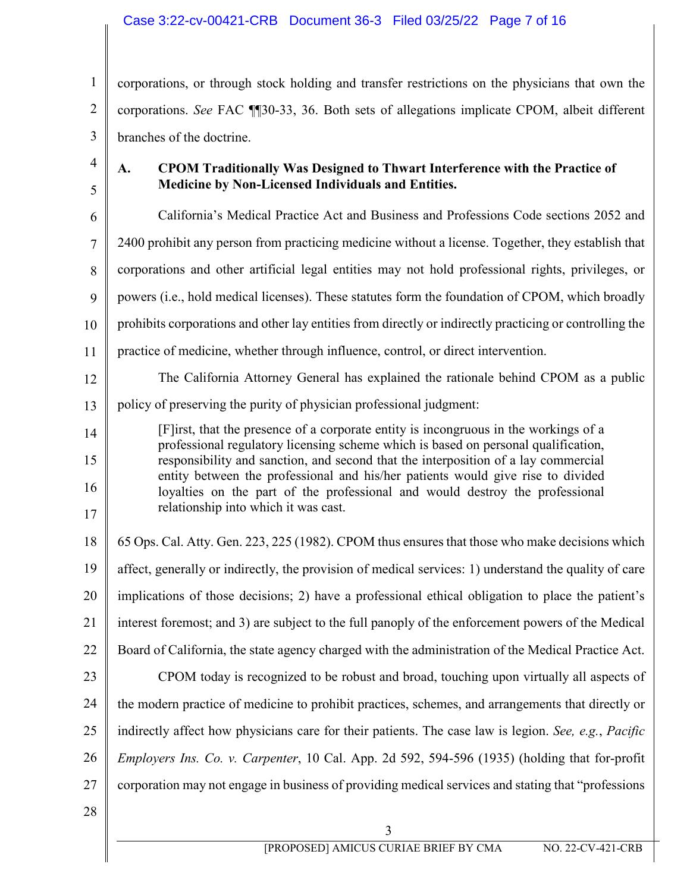corporations, or through stock holding and transfer restrictions on the physicians that own the corporations. *See* FAC ¶¶30-33, 36. Both sets of allegations implicate CPOM, albeit different branches of the doctrine.

### A. CPOM Traditionally Was Designed to Thwart Interference with the Practice of Medicine by Non-Licensed Individuals and Entities.

California's Medical Practice Act and Business and Professions Code sections 2052 and 2400 prohibit any person from practicing medicine without a license. Together, they establish that corporations and other artificial legal entities may not hold professional rights, privileges, or powers (i.e., hold medical licenses). These statutes form the foundation of CPOM, which broadly prohibits corporations and other lay entities from directly or indirectly practicing or controlling the practice of medicine, whether through influence, control, or direct intervention.

The California Attorney General has explained the rationale behind CPOM as a public policy of preserving the purity of physician professional judgment:

> [F]irst, that the presence of a corporate entity is incongruous in the workings of a professional regulatory licensing scheme which is based on personal qualification, responsibility and sanction, and second that the interposition of a lay commercial entity between the professional and his/her patients would give rise to divided loyalties on the part of the professional and would destroy the professional relationship into which it was cast.

65 Ops. Cal. Atty. Gen. 223, 225 (1982). CPOM thus ensures that those who make decisions which affect, generally or indirectly, the provision of medical services: 1) understand the quality of care implications of those decisions; 2) have a professional ethical obligation to place the patient's interest foremost; and 3) are subject to the full panoply of the enforcement powers of the Medical Board of California, the state agency charged with the administration of the Medical Practice Act.

CPOM today is recognized to be robust and broad, touching upon virtually all aspects of the modern practice of medicine to prohibit practices, schemes, and arrangements that directly or indirectly affect how physicians care for their patients. The case law is legion. *See, e.g.*, *Pacific Employers Ins. Co. v. Carpenter*, 10 Cal. App. 2d 592, 594-596 (1935) (holding that for-profit corporation may not engage in business of providing medical services and stating that "professions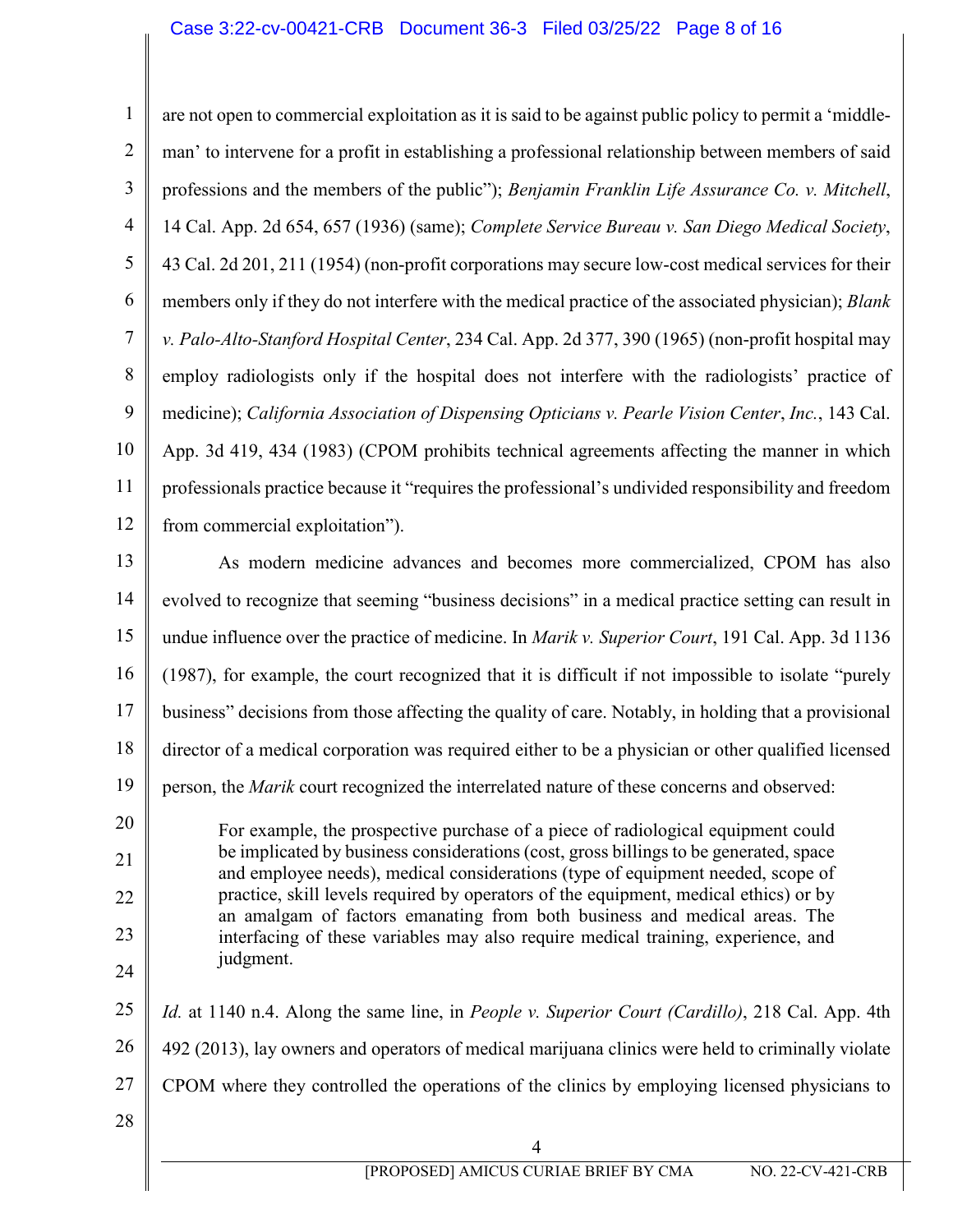are not open to commercial exploitation as it is said to be against public policy to permit a 'middle-man' to intervene for a profit in establishing a professional relationship between members of said professions and the members of the public"); *Benjamin Franklin Life Assurance Co. v. Mitchell*, 14 Cal. App. 2d 654, 657 (1936) (same); *Complete Service Bureau v. San Diego Medical Society*, 43 Cal. 2d 201, 211 (1954) (non-profit corporations may secure low-cost medical services for their members only if they do not interfere with the medical practice of the associated physician); *Blank v. Palo-Alto-Stanford Hospital Center*, 234 Cal. App. 2d 377, 390 (1965) (non-profit hospital may employ radiologists only if the hospital does not interfere with the radiologists' practice of medicine); *California Association of Dispensing Opticians v. Pearle Vision Center*, *Inc.*, 143 Cal. App. 3d 419, 434 (1983) (CPOM prohibits technical agreements affecting the manner in which professionals practice because it "requires the professional's undivided responsibility and freedom from commercial exploitation").

As modern medicine advances and becomes more commercialized, CPOM has also evolved to recognize that seeming "business decisions" in a medical practice setting can result in undue influence over the practice of medicine. In *Marik v. Superior Court*, 191 Cal. App. 3d 1136 (1987), for example, the court recognized that it is difficult if not impossible to isolate "purely business" decisions from those affecting the quality of care. Notably, in holding that a provisional director of a medical corporation was required either to be a physician or other qualified licensed person, the *Marik* court recognized the interrelated nature of these concerns and observed:

> For example, the prospective purchase of a piece of radiological equipment could be implicated by business considerations (cost, gross billings to be generated, space and employee needs), medical considerations (type of equipment needed, scope of practice, skill levels required by operators of the equipment, medical ethics) or by an amalgam of factors emanating from both business and medical areas. The interfacing of these variables may also require medical training, experience, and judgment.

*Id.* at 1140 n.4. Along the same line, in *People v. Superior Court (Cardillo)*, 218 Cal. App. 4th 492 (2013), lay owners and operators of medical marijuana clinics were held to criminally violate CPOM where they controlled the operations of the clinics by employing licensed physicians to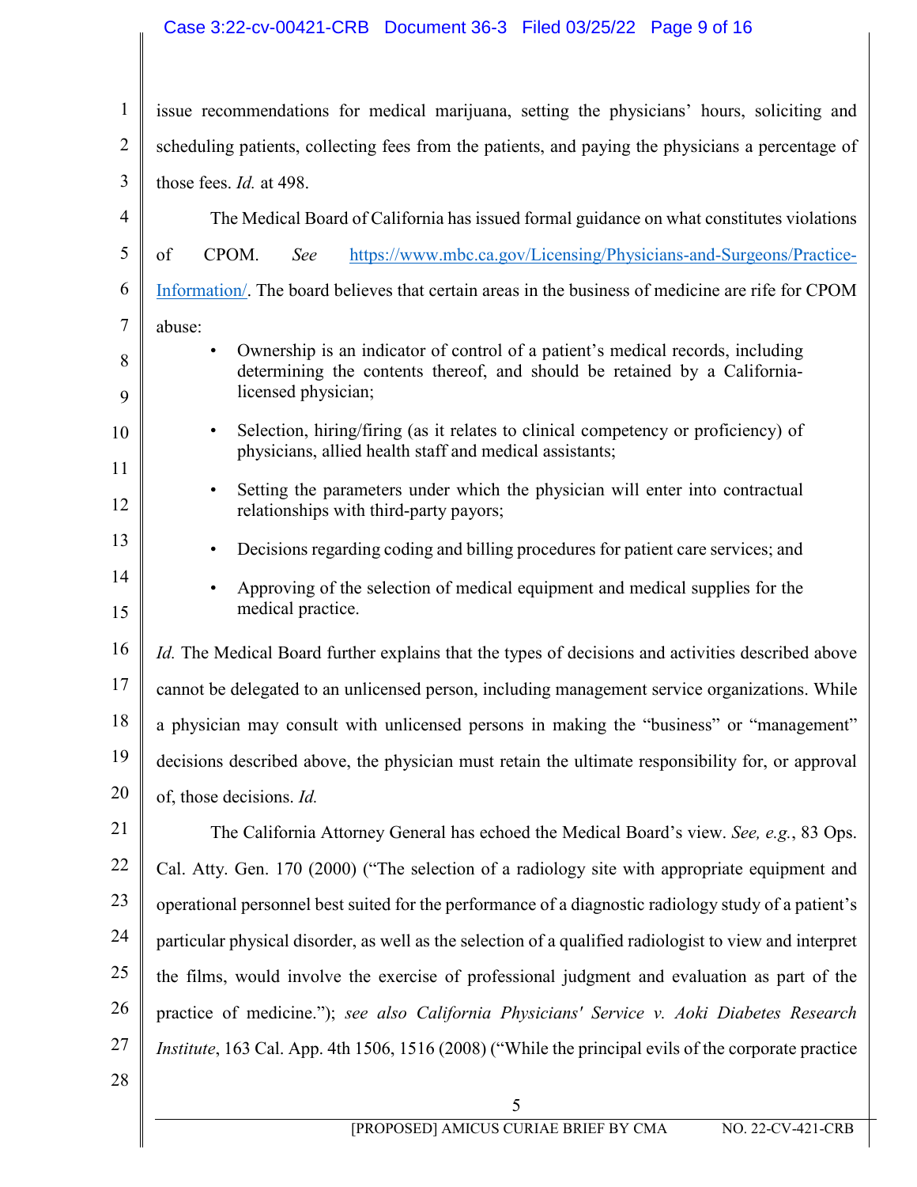issue recommendations for medical marijuana, setting the physicians' hours, soliciting and scheduling patients, collecting fees from the patients, and paying the physicians a percentage of those fees. *Id.* at 498.

The Medical Board of California has issued formal guidance on what constitutes violations of CPOM. *See* https://www.mbc.ca.gov/Licensing/Physicians-and-Surgeons/Practice-Information/. The board believes that certain areas in the business of medicine are rife for CPOM abuse:

- Ownership is an indicator of control of a patient's medical records, including determining the contents thereof, and should be retained by a California-licensed physician;
- Selection, hiring/firing (as it relates to clinical competency or proficiency) of physicians, allied health staff and medical assistants;
- Setting the parameters under which the physician will enter into contractual relationships with third-party payors;
- Decisions regarding coding and billing procedures for patient care services; and
- Approving of the selection of medical equipment and medical supplies for the medical practice.

*Id.* The Medical Board further explains that the types of decisions and activities described above cannot be delegated to an unlicensed person, including management service organizations. While a physician may consult with unlicensed persons in making the "business" or "management" decisions described above, the physician must retain the ultimate responsibility for, or approval of, those decisions. *Id.*

The California Attorney General has echoed the Medical Board's view. *See, e.g.*, 83 Ops. Cal. Atty. Gen. 170 (2000) ("The selection of a radiology site with appropriate equipment and operational personnel best suited for the performance of a diagnostic radiology study of a patient's particular physical disorder, as well as the selection of a qualified radiologist to view and interpret the films, would involve the exercise of professional judgment and evaluation as part of the practice of medicine."); *see also California Physicians' Service v. Aoki Diabetes Research Institute*, 163 Cal. App. 4th 1506, 1516 (2008) ("While the principal evils of the corporate practice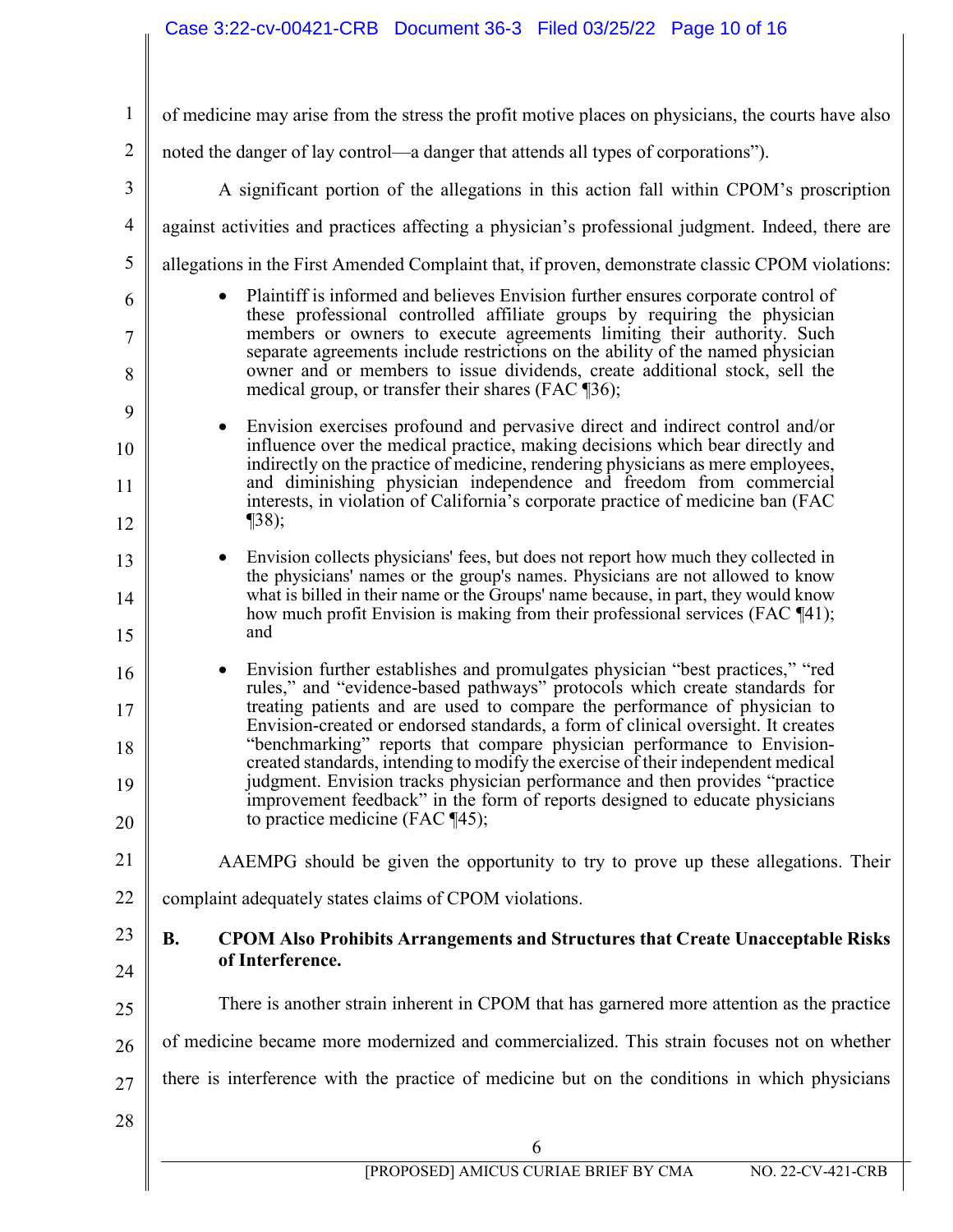of medicine may arise from the stress the profit motive places on physicians, the courts have also noted the danger of lay control—a danger that attends all types of corporations").

A significant portion of the allegations in this action fall within CPOM's proscription against activities and practices affecting a physician's professional judgment. Indeed, there are allegations in the First Amended Complaint that, if proven, demonstrate classic CPOM violations:

- Plaintiff is informed and believes Envision further ensures corporate control of these professional controlled affiliate groups by requiring the physician members or owners to execute agreements limiting their authority. Such separate agreements include restrictions on the ability of the named physician owner and or members to issue dividends, create additional stock, sell the medical group, or transfer their shares (FAC ¶36);

- Envision exercises profound and pervasive direct and indirect control and/or influence over the medical practice, making decisions which bear directly and indirectly on the practice of medicine, rendering physicians as mere employees, and diminishing physician independence and freedom from commercial interests, in violation of California's corporate practice of medicine ban (FAC ¶38);

- Envision collects physicians' fees, but does not report how much they collected in the physicians' names or the group's names. Physicians are not allowed to know what is billed in their name or the Groups' name because, in part, they would know how much profit Envision is making from their professional services (FAC ¶41); and

- Envision further establishes and promulgates physician "best practices," "red rules," and "evidence-based pathways" protocols which create standards for treating patients and are used to compare the performance of physician to Envision-created or endorsed standards, a form of clinical oversight. It creates "benchmarking" reports that compare physician performance to Envision-created standards, intending to modify the exercise of their independent medical judgment. Envision tracks physician performance and then provides "practice improvement feedback" in the form of reports designed to educate physicians to practice medicine (FAC ¶45);

AAEMPG should be given the opportunity to try to prove up these allegations. Their complaint adequately states claims of CPOM violations.

## B. CPOM Also Prohibits Arrangements and Structures that Create Unacceptable Risks of Interference.

There is another strain inherent in CPOM that has garnered more attention as the practice of medicine became more modernized and commercialized. This strain focuses not on whether there is interference with the practice of medicine but on the conditions in which physicians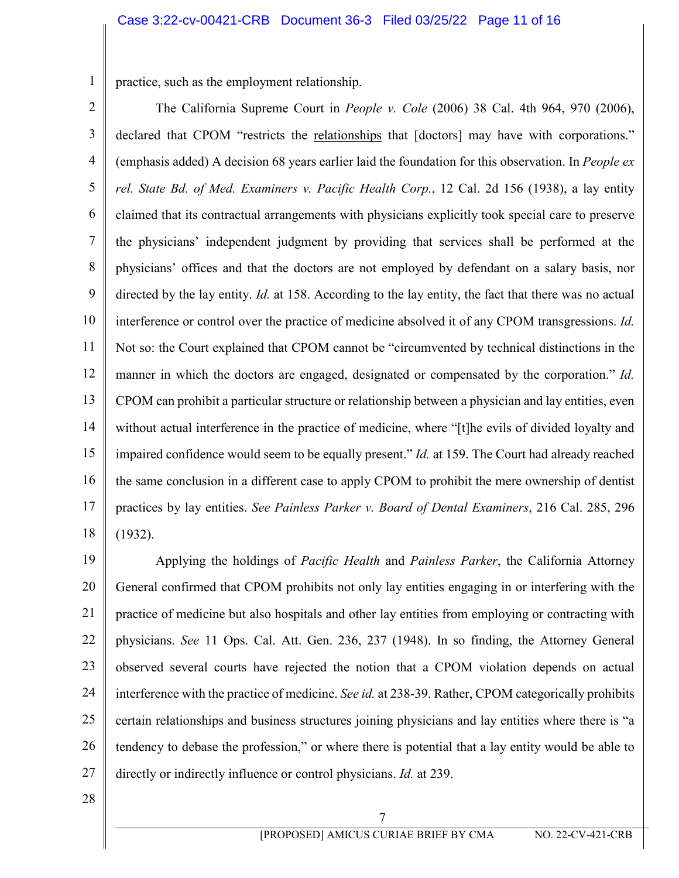practice, such as the employment relationship.

The California Supreme Court in *People v. Cole* (2006) 38 Cal. 4th 964, 970 (2006), declared that CPOM "restricts the <u>relationships</u> that [doctors] may have with corporations." (emphasis added) A decision 68 years earlier laid the foundation for this observation. In *People ex rel. State Bd. of Med. Examiners v. Pacific Health Corp.*, 12 Cal. 2d 156 (1938), a lay entity claimed that its contractual arrangements with physicians explicitly took special care to preserve the physicians' independent judgment by providing that services shall be performed at the physicians' offices and that the doctors are not employed by defendant on a salary basis, nor directed by the lay entity. *Id.* at 158. According to the lay entity, the fact that there was no actual interference or control over the practice of medicine absolved it of any CPOM transgressions. *Id.* Not so: the Court explained that CPOM cannot be "circumvented by technical distinctions in the manner in which the doctors are engaged, designated or compensated by the corporation." *Id.* CPOM can prohibit a particular structure or relationship between a physician and lay entities, even without actual interference in the practice of medicine, where "[t]he evils of divided loyalty and impaired confidence would seem to be equally present." *Id.* at 159. The Court had already reached the same conclusion in a different case to apply CPOM to prohibit the mere ownership of dentist practices by lay entities. *See Painless Parker v. Board of Dental Examiners*, 216 Cal. 285, 296 (1932).

Applying the holdings of *Pacific Health* and *Painless Parker*, the California Attorney General confirmed that CPOM prohibits not only lay entities engaging in or interfering with the practice of medicine but also hospitals and other lay entities from employing or contracting with physicians. *See* 11 Ops. Cal. Att. Gen. 236, 237 (1948). In so finding, the Attorney General observed several courts have rejected the notion that a CPOM violation depends on actual interference with the practice of medicine. *See id.* at 238-39. Rather, CPOM categorically prohibits certain relationships and business structures joining physicians and lay entities where there is "a tendency to debase the profession," or where there is potential that a lay entity would be able to directly or indirectly influence or control physicians. *Id.* at 239.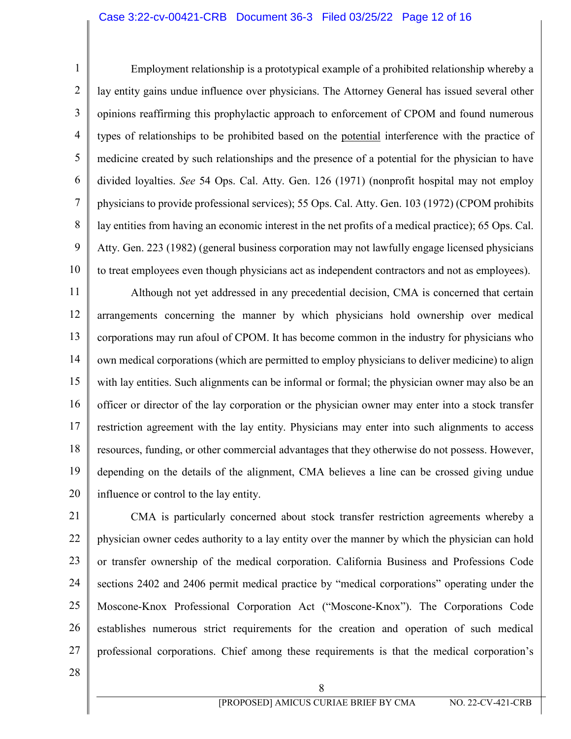Employment relationship is a prototypical example of a prohibited relationship whereby a lay entity gains undue influence over physicians. The Attorney General has issued several other opinions reaffirming this prophylactic approach to enforcement of CPOM and found numerous types of relationships to be prohibited based on the <u>potential</u> interference with the practice of medicine created by such relationships and the presence of a potential for the physician to have divided loyalties. *See* 54 Ops. Cal. Atty. Gen. 126 (1971) (nonprofit hospital may not employ physicians to provide professional services); 55 Ops. Cal. Atty. Gen. 103 (1972) (CPOM prohibits lay entities from having an economic interest in the net profits of a medical practice); 65 Ops. Cal. Atty. Gen. 223 (1982) (general business corporation may not lawfully engage licensed physicians to treat employees even though physicians act as independent contractors and not as employees).

Although not yet addressed in any precedential decision, CMA is concerned that certain arrangements concerning the manner by which physicians hold ownership over medical corporations may run afoul of CPOM. It has become common in the industry for physicians who own medical corporations (which are permitted to employ physicians to deliver medicine) to align with lay entities. Such alignments can be informal or formal; the physician owner may also be an officer or director of the lay corporation or the physician owner may enter into a stock transfer restriction agreement with the lay entity. Physicians may enter into such alignments to access resources, funding, or other commercial advantages that they otherwise do not possess. However, depending on the details of the alignment, CMA believes a line can be crossed giving undue influence or control to the lay entity.

CMA is particularly concerned about stock transfer restriction agreements whereby a physician owner cedes authority to a lay entity over the manner by which the physician can hold or transfer ownership of the medical corporation. California Business and Professions Code sections 2402 and 2406 permit medical practice by "medical corporations" operating under the Moscone-Knox Professional Corporation Act ("Moscone-Knox"). The Corporations Code establishes numerous strict requirements for the creation and operation of such medical professional corporations. Chief among these requirements is that the medical corporation's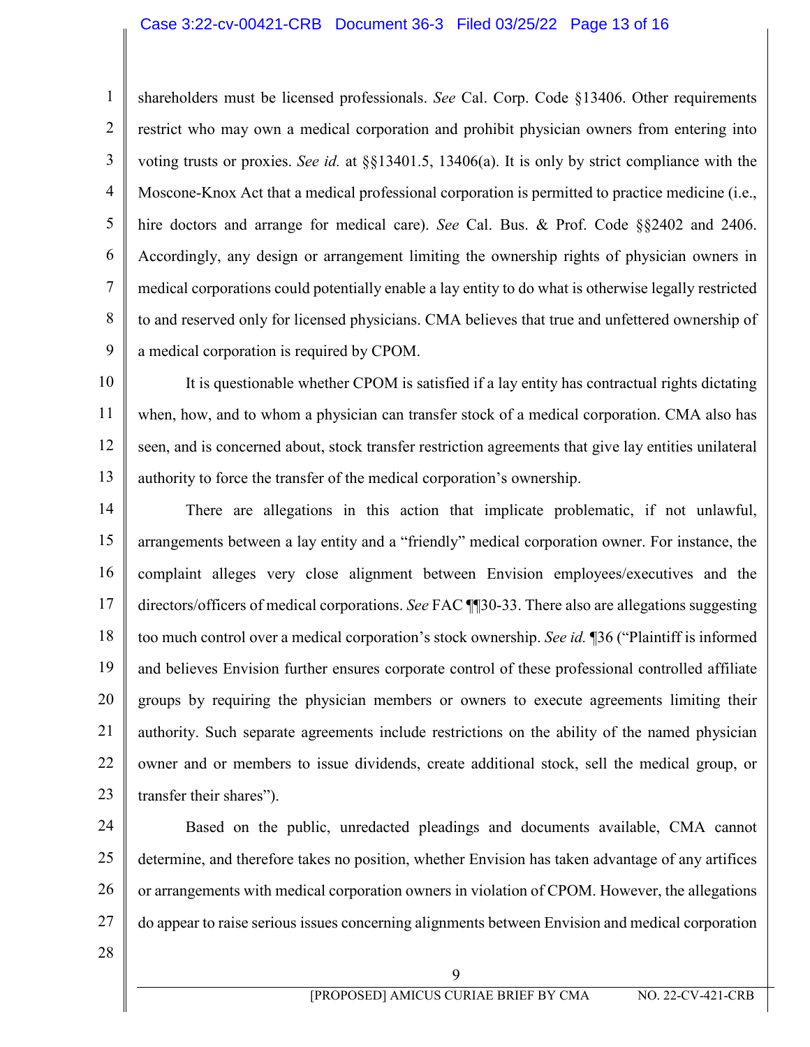shareholders must be licensed professionals. *See* Cal. Corp. Code §13406. Other requirements restrict who may own a medical corporation and prohibit physician owners from entering into voting trusts or proxies. *See id.* at §§13401.5, 13406(a). It is only by strict compliance with the Moscone-Knox Act that a medical professional corporation is permitted to practice medicine (i.e., hire doctors and arrange for medical care). *See* Cal. Bus. & Prof. Code §§2402 and 2406. Accordingly, any design or arrangement limiting the ownership rights of physician owners in medical corporations could potentially enable a lay entity to do what is otherwise legally restricted to and reserved only for licensed physicians. CMA believes that true and unfettered ownership of a medical corporation is required by CPOM.

It is questionable whether CPOM is satisfied if a lay entity has contractual rights dictating when, how, and to whom a physician can transfer stock of a medical corporation. CMA also has seen, and is concerned about, stock transfer restriction agreements that give lay entities unilateral authority to force the transfer of the medical corporation's ownership.

There are allegations in this action that implicate problematic, if not unlawful, arrangements between a lay entity and a "friendly" medical corporation owner. For instance, the complaint alleges very close alignment between Envision employees/executives and the directors/officers of medical corporations. *See* FAC ¶¶30-33. There also are allegations suggesting too much control over a medical corporation's stock ownership. *See id.* ¶36 ("Plaintiff is informed and believes Envision further ensures corporate control of these professional controlled affiliate groups by requiring the physician members or owners to execute agreements limiting their authority. Such separate agreements include restrictions on the ability of the named physician owner and or members to issue dividends, create additional stock, sell the medical group, or transfer their shares").

Based on the public, unredacted pleadings and documents available, CMA cannot determine, and therefore takes no position, whether Envision has taken advantage of any artifices or arrangements with medical corporation owners in violation of CPOM. However, the allegations do appear to raise serious issues concerning alignments between Envision and medical corporation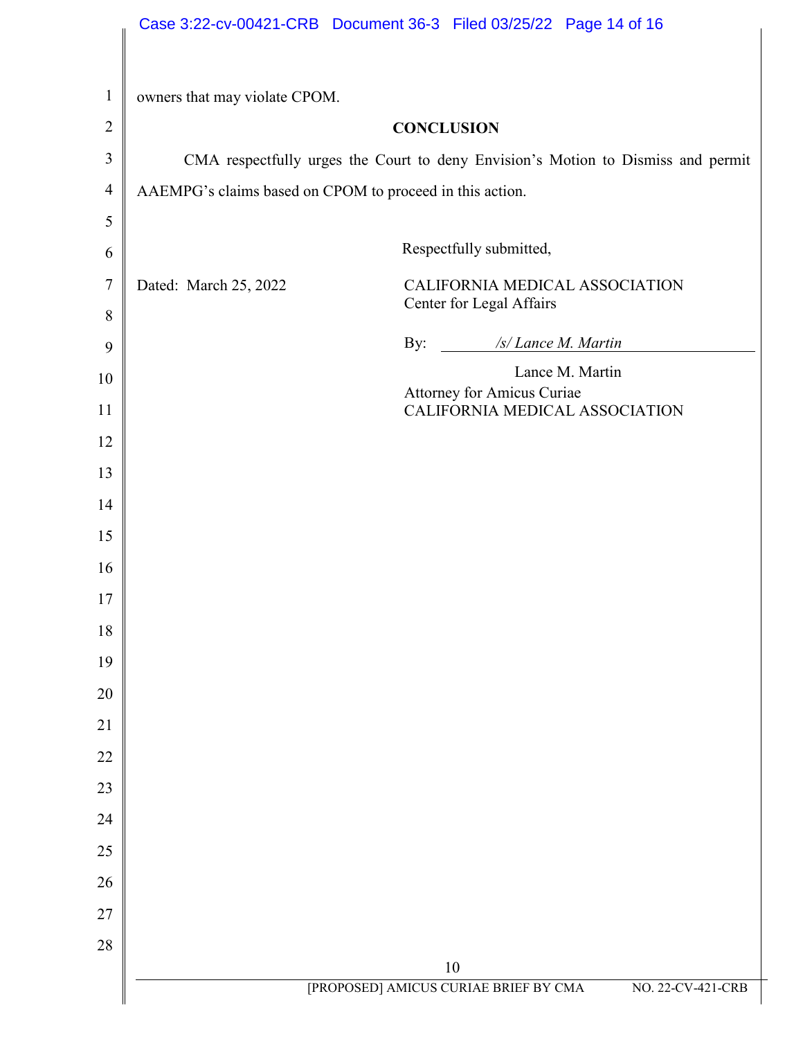owners that may violate CPOM.

## CONCLUSION

CMA respectfully urges the Court to deny Envision's Motion to Dismiss and permit AAEMPG's claims based on CPOM to proceed in this action.

Respectfully submitted,

Dated: March 25, 2022

CALIFORNIA MEDICAL ASSOCIATION
Center for Legal Affairs

By: */s/ Lance M. Martin*

Lance M. Martin
Attorney for Amicus Curiae
CALIFORNIA MEDICAL ASSOCIATION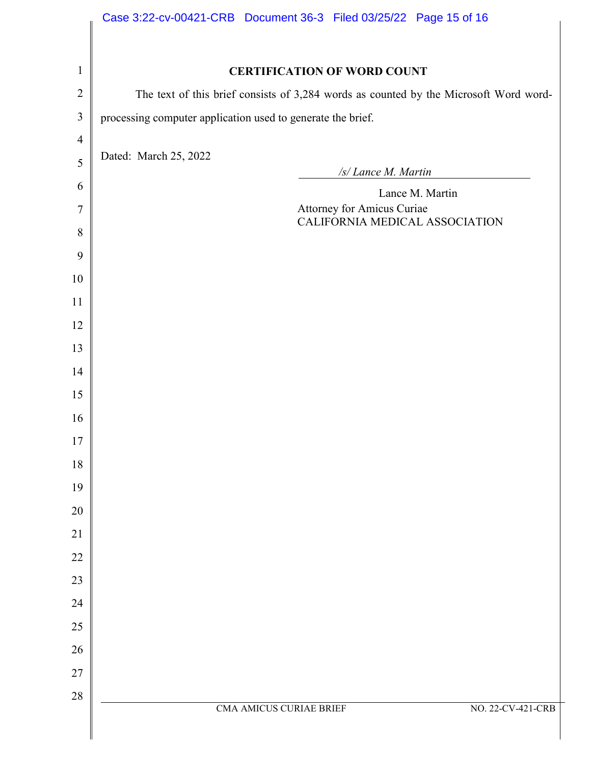**CERTIFICATION OF WORD COUNT**

The text of this brief consists of 3,284 words as counted by the Microsoft Word word-processing computer application used to generate the brief.

Dated: March 25, 2022

*/s/ Lance M. Martin*

Lance M. Martin
Attorney for Amicus Curiae
CALIFORNIA MEDICAL ASSOCIATION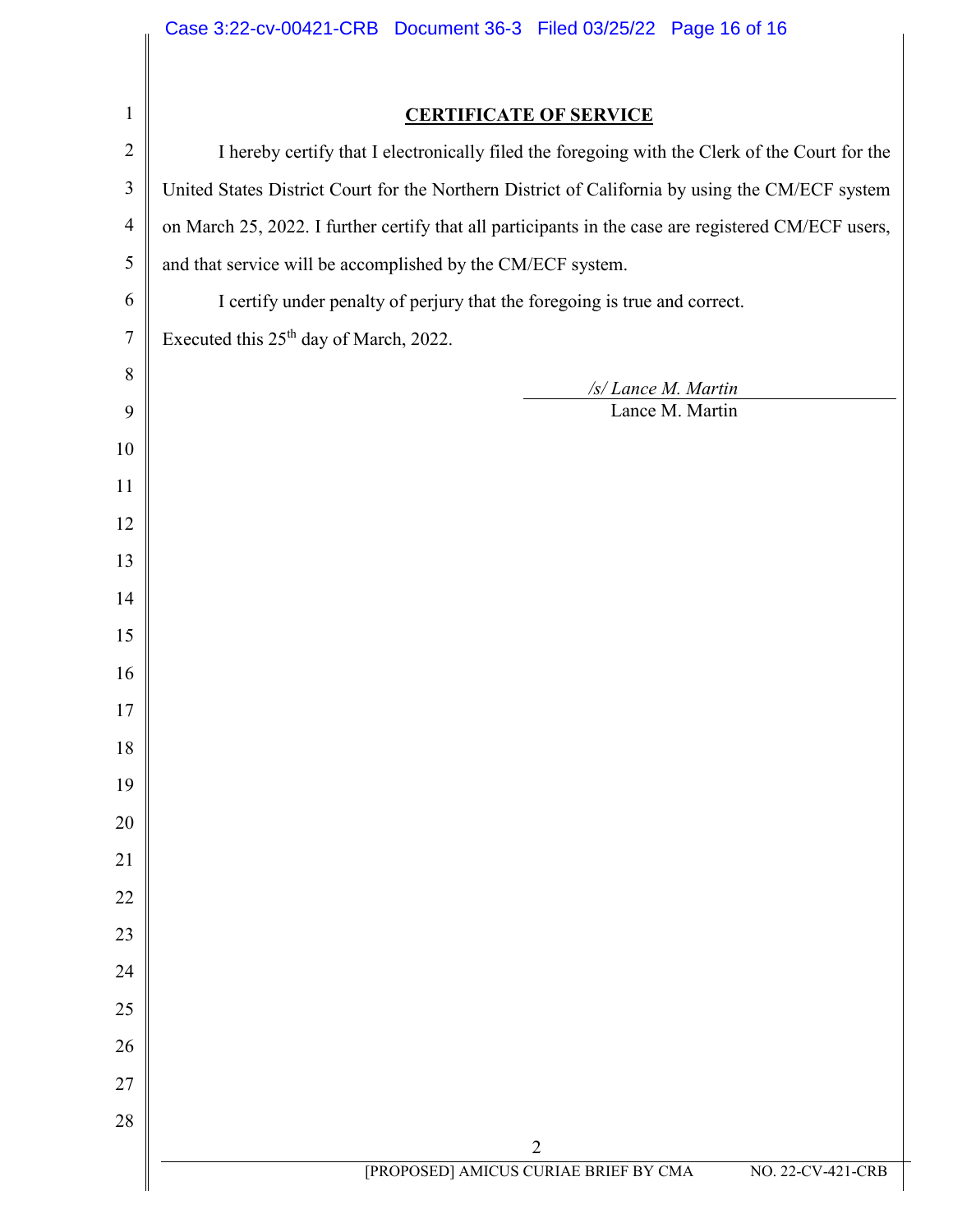## CERTIFICATE OF SERVICE

I hereby certify that I electronically filed the foregoing with the Clerk of the Court for the United States District Court for the Northern District of California by using the CM/ECF system on March 25, 2022. I further certify that all participants in the case are registered CM/ECF users, and that service will be accomplished by the CM/ECF system.

I certify under penalty of perjury that the foregoing is true and correct.

Executed this 25th day of March, 2022.

*/s/ Lance M. Martin*
Lance M. Martin